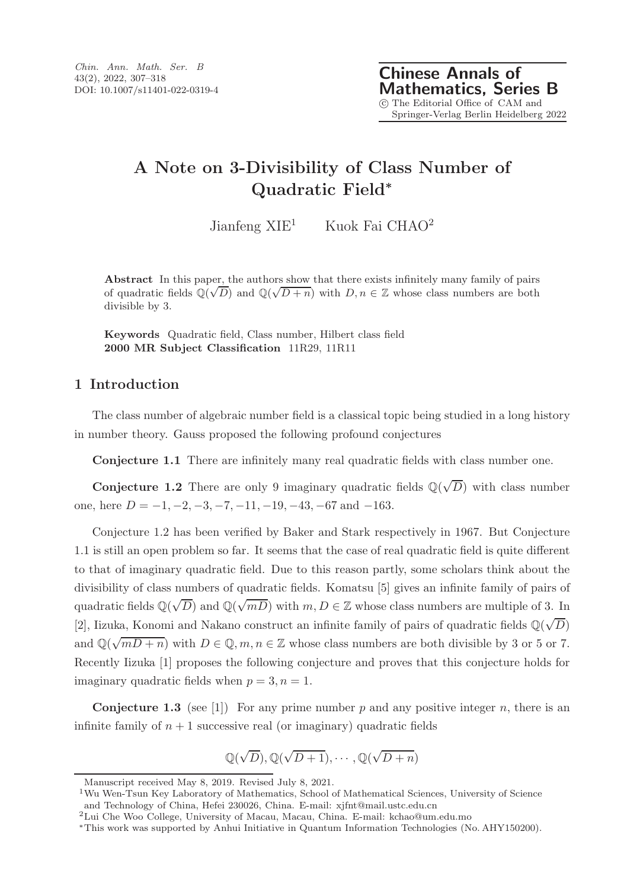# A Note on 3-Divisibility of Class Number of Quadratic Field*

Jianfeng XIE[1] Kuok Fai CHAO[2]

**Abstract** In this paper, the authors show that there exists infinitely many family of pairs of quadratic fields $\mathbb{Q}(\sqrt{D})$ and $\mathbb{Q}(\sqrt{D+n})$ with $D, n \in \mathbb{Z}$ whose class numbers are both divisible by 3.

**Keywords** Quadratic field, Class number, Hilbert class field

**2000 MR Subject Classification** 11R29, 11R11

## 1 Introduction

The class number of algebraic number field is a classical topic being studied in a long history in number theory. Gauss proposed the following profound conjectures

**Conjecture 1.1** There are infinitely many real quadratic fields with class number one.

**Conjecture 1.2** There are only 9 imaginary quadratic fields $\mathbb{Q}(\sqrt{D})$ with class number one, here $D = -1, -2, -3, -7, -11, -19, -43, -67$ and $-163$.

Conjecture 1.2 has been verified by Baker and Stark respectively in 1967. But Conjecture 1.1 is still an open problem so far. It seems that the case of real quadratic field is quite different to that of imaginary quadratic field. Due to this reason partly, some scholars think about the divisibility of class numbers of quadratic fields. Komatsu [5] gives an infinite family of pairs of quadratic fields $\mathbb{Q}(\sqrt{D})$ and $\mathbb{Q}(\sqrt{mD})$ with $m, D \in \mathbb{Z}$ whose class numbers are multiple of 3. In [2], Iizuka, Konomi and Nakano construct an infinite family of pairs of quadratic fields $\mathbb{Q}(\sqrt{D})$ and $\mathbb{Q}(\sqrt{mD+n})$ with $D \in \mathbb{Q}, m, n \in \mathbb{Z}$ whose class numbers are both divisible by 3 or 5 or 7. Recently Iizuka [1] proposes the following conjecture and proves that this conjecture holds for imaginary quadratic fields when $p = 3, n = 1$.

**Conjecture 1.3** (see [1]) For any prime number $p$ and any positive integer $n$, there is an infinite family of $n+1$ successive real (or imaginary) quadratic fields

$$\mathbb{Q}(\sqrt{D}), \mathbb{Q}(\sqrt{D+1}), \cdots, \mathbb{Q}(\sqrt{D+n})$$

---

Manuscript received May 8, 2019. Revised July 8, 2021.

[1] Wu Wen-Tsun Key Laboratory of Mathematics, School of Mathematical Sciences, University of Science and Technology of China, Hefei 230026, China. E-mail: xjfnt@mail.ustc.edu.cn

[2] Lui Che Woo College, University of Macau, Macau, China. E-mail: kchao@um.edu.mo

*This work was supported by Anhui Initiative in Quantum Information Technologies (No. AHY150200).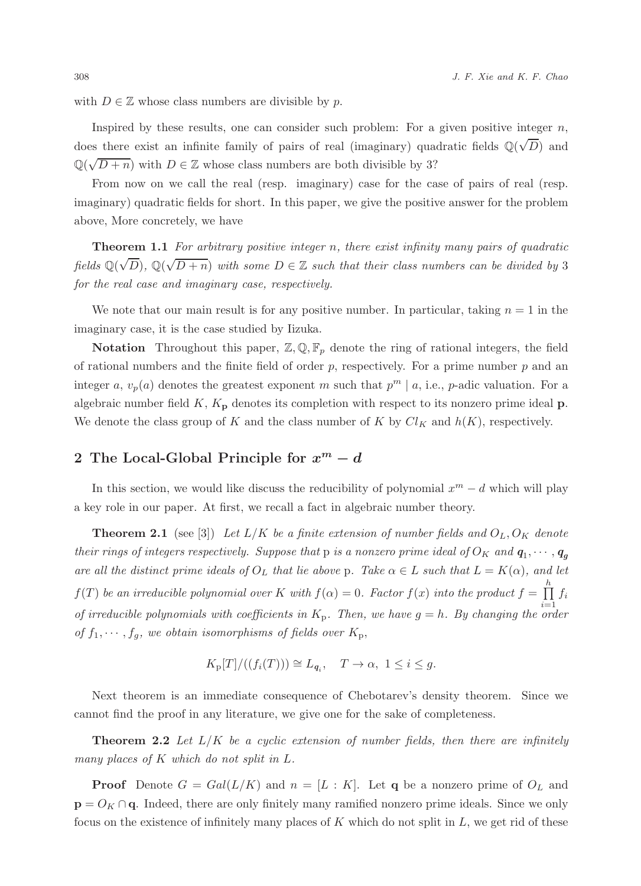with $D \in \mathbb{Z}$ whose class numbers are divisible by $p$.

Inspired by these results, one can consider such problem: For a given positive integer $n$, does there exist an infinite family of pairs of real (imaginary) quadratic fields $\mathbb{Q}(\sqrt{D})$ and $\mathbb{Q}(\sqrt{D+n})$ with $D \in \mathbb{Z}$ whose class numbers are both divisible by 3?

From now on we call the real (resp. imaginary) case for the case of pairs of real (resp. imaginary) quadratic fields for short. In this paper, we give the positive answer for the problem above, More concretely, we have

**Theorem 1.1** *For arbitrary positive integer $n$, there exist infinity many pairs of quadratic fields $\mathbb{Q}(\sqrt{D})$, $\mathbb{Q}(\sqrt{D+n})$ with some $D \in \mathbb{Z}$ such that their class numbers can be divided by 3 for the real case and imaginary case, respectively.*

We note that our main result is for any positive number. In particular, taking $n = 1$ in the imaginary case, it is the case studied by Iizuka.

**Notation** Throughout this paper, $\mathbb{Z}, \mathbb{Q}, \mathbb{F}_p$ denote the ring of rational integers, the field of rational numbers and the finite field of order $p$, respectively. For a prime number $p$ and an integer $a$, $v_p(a)$ denotes the greatest exponent $m$ such that $p^m \mid a$, i.e., $p$-adic valuation. For a algebraic number field $K$, $K_{\mathbf{p}}$ denotes its completion with respect to its nonzero prime ideal $\mathbf{p}$. We denote the class group of $K$ and the class number of $K$ by $Cl_K$ and $h(K)$, respectively.

## 2 The Local-Global Principle for $x^m - d$

In this section, we would like discuss the reducibility of polynomial $x^m - d$ which will play a key role in our paper. At first, we recall a fact in algebraic number theory.

**Theorem 2.1** (see [3]) *Let $L/K$ be a finite extension of number fields and $O_L, O_K$ denote their rings of integers respectively. Suppose that $\mathrm{p}$ is a nonzero prime ideal of $O_K$ and $\boldsymbol{q}_1, \cdots, \boldsymbol{q}_g$ are all the distinct prime ideals of $O_L$ that lie above $\mathrm{p}$. Take $\alpha \in L$ such that $L = K(\alpha)$, and let $f(T)$ be an irreducible polynomial over $K$ with $f(\alpha) = 0$. Factor $f(x)$ into the product $f = \prod_{i=1}^{h} f_i$ of irreducible polynomials with coefficients in $K_{\mathrm{p}}$. Then, we have $g = h$. By changing the order of $f_1, \cdots, f_g$, we obtain isomorphisms of fields over $K_{\mathrm{p}}$,*

$$K_{\mathrm{p}}[T]/((f_i(T))) \cong L_{\boldsymbol{q}_i}, \quad T \to \alpha, \ 1 \leq i \leq g.$$

Next theorem is an immediate consequence of Chebotarev's density theorem. Since we cannot find the proof in any literature, we give one for the sake of completeness.

**Theorem 2.2** *Let $L/K$ be a cyclic extension of number fields, then there are infinitely many places of $K$ which do not split in $L$.*

**Proof** Denote $G = Gal(L/K)$ and $n = [L : K]$. Let $\mathbf{q}$ be a nonzero prime of $O_L$ and $\mathbf{p} = O_K \cap \mathbf{q}$. Indeed, there are only finitely many ramified nonzero prime ideals. Since we only focus on the existence of infinitely many places of $K$ which do not split in $L$, we get rid of these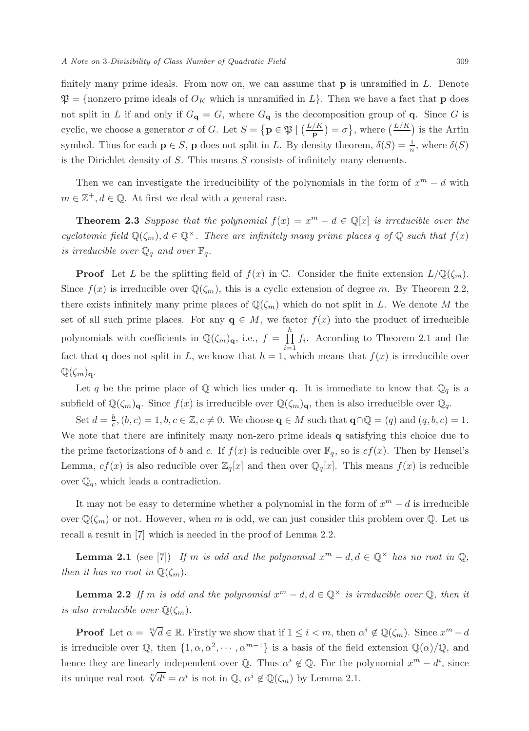finitely many prime ideals. From now on, we can assume that $\mathbf{p}$ is unramified in $L$. Denote $\mathfrak{P} = \{$nonzero prime ideals of $O_K$ which is unramified in $L\}$. Then we have a fact that $\mathbf{p}$ does not split in $L$ if and only if $G_{\mathbf{q}} = G$, where $G_{\mathbf{q}}$ is the decomposition group of $\mathbf{q}$. Since $G$ is cyclic, we choose a generator $\sigma$ of $G$. Let $S = \{\mathbf{p} \in \mathfrak{P} \mid \left(\frac{L/K}{\mathbf{p}}\right) = \sigma\}$, where $\left(\frac{L/K}{\cdot}\right)$ is the Artin symbol. Thus for each $\mathbf{p} \in S$, $\mathbf{p}$ does not split in $L$. By density theorem, $\delta(S) = \frac{1}{n}$, where $\delta(S)$ is the Dirichlet density of $S$. This means $S$ consists of infinitely many elements.

Then we can investigate the irreducibility of the polynomials in the form of $x^m - d$ with $m \in \mathbb{Z}^+, d \in \mathbb{Q}$. At first we deal with a general case.

**Theorem 2.3** *Suppose that the polynomial $f(x) = x^m - d \in \mathbb{Q}[x]$ is irreducible over the cyclotomic field $\mathbb{Q}(\zeta_m), d \in \mathbb{Q}^\times$. There are infinitely many prime places $q$ of $\mathbb{Q}$ such that $f(x)$ is irreducible over $\mathbb{Q}_q$ and over $\mathbb{F}_q$.*

**Proof** Let $L$ be the splitting field of $f(x)$ in $\mathbb{C}$. Consider the finite extension $L/\mathbb{Q}(\zeta_m)$. Since $f(x)$ is irreducible over $\mathbb{Q}(\zeta_m)$, this is a cyclic extension of degree $m$. By Theorem 2.2, there exists infinitely many prime places of $\mathbb{Q}(\zeta_m)$ which do not split in $L$. We denote $M$ the set of all such prime places. For any $\mathbf{q} \in M$, we factor $f(x)$ into the product of irreducible polynomials with coefficients in $\mathbb{Q}(\zeta_m)_{\mathbf{q}}$, i.e., $f = \prod\limits_{i=1}^{h} f_i$. According to Theorem 2.1 and the fact that $\mathbf{q}$ does not split in $L$, we know that $h = 1$, which means that $f(x)$ is irreducible over $\mathbb{Q}(\zeta_m)_{\mathbf{q}}$.

Let $q$ be the prime place of $\mathbb{Q}$ which lies under $\mathbf{q}$. It is immediate to know that $\mathbb{Q}_q$ is a subfield of $\mathbb{Q}(\zeta_m)_{\mathbf{q}}$. Since $f(x)$ is irreducible over $\mathbb{Q}(\zeta_m)_{\mathbf{q}}$, then is also irreducible over $\mathbb{Q}_q$.

Set $d = \frac{b}{c}, (b, c) = 1, b, c \in \mathbb{Z}, c \neq 0$. We choose $\mathbf{q} \in M$ such that $\mathbf{q} \cap \mathbb{Q} = (q)$ and $(q, b, c) = 1$. We note that there are infinitely many non-zero prime ideals $\mathbf{q}$ satisfying this choice due to the prime factorizations of $b$ and $c$. If $f(x)$ is reducible over $\mathbb{F}_q$, so is $cf(x)$. Then by Hensel's Lemma, $cf(x)$ is also reducible over $\mathbb{Z}_q[x]$ and then over $\mathbb{Q}_q[x]$. This means $f(x)$ is reducible over $\mathbb{Q}_q$, which leads a contradiction.

It may not be easy to determine whether a polynomial in the form of $x^m - d$ is irreducible over $\mathbb{Q}(\zeta_m)$ or not. However, when $m$ is odd, we can just consider this problem over $\mathbb{Q}$. Let us recall a result in [7] which is needed in the proof of Lemma 2.2.

**Lemma 2.1** (see [7]) *If $m$ is odd and the polynomial $x^m - d, d \in \mathbb{Q}^\times$ has no root in $\mathbb{Q}$, then it has no root in $\mathbb{Q}(\zeta_m)$.*

**Lemma 2.2** *If $m$ is odd and the polynomial $x^m - d, d \in \mathbb{Q}^\times$ is irreducible over $\mathbb{Q}$, then it is also irreducible over $\mathbb{Q}(\zeta_m)$.*

**Proof** Let $\alpha = \sqrt[m]{d} \in \mathbb{R}$. Firstly we show that if $1 \leq i < m$, then $\alpha^i \notin \mathbb{Q}(\zeta_m)$. Since $x^m - d$ is irreducible over $\mathbb{Q}$, then $\{1, \alpha, \alpha^2, \cdots, \alpha^{m-1}\}$ is a basis of the field extension $\mathbb{Q}(\alpha)/\mathbb{Q}$, and hence they are linearly independent over $\mathbb{Q}$. Thus $\alpha^i \notin \mathbb{Q}$. For the polynomial $x^m - d^i$, since its unique real root $\sqrt[n]{d^i} = \alpha^i$ is not in $\mathbb{Q}$, $\alpha^i \notin \mathbb{Q}(\zeta_m)$ by Lemma 2.1.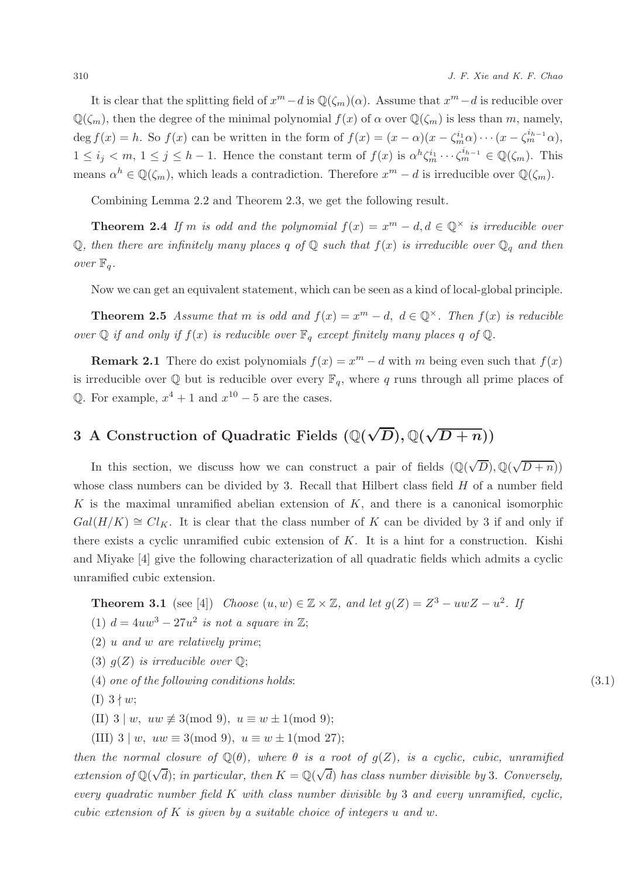It is clear that the splitting field of $x^m - d$ is $\mathbb{Q}(\zeta_m)(\alpha)$. Assume that $x^m - d$ is reducible over $\mathbb{Q}(\zeta_m)$, then the degree of the minimal polynomial $f(x)$ of $\alpha$ over $\mathbb{Q}(\zeta_m)$ is less than $m$, namely, $\deg f(x) = h$. So $f(x)$ can be written in the form of $f(x) = (x - \alpha)(x - \zeta_m^{i_1}\alpha)\cdots(x - \zeta_m^{i_{h-1}}\alpha)$, $1 \le i_j < m$, $1 \le j \le h-1$. Hence the constant term of $f(x)$ is $\alpha^h \zeta_m^{i_1} \cdots \zeta_m^{i_{h-1}} \in \mathbb{Q}(\zeta_m)$. This means $\alpha^h \in \mathbb{Q}(\zeta_m)$, which leads a contradiction. Therefore $x^m - d$ is irreducible over $\mathbb{Q}(\zeta_m)$.

Combining Lemma 2.2 and Theorem 2.3, we get the following result.

**Theorem 2.4** *If $m$ is odd and the polynomial $f(x) = x^m - d, d \in \mathbb{Q}^\times$ is irreducible over $\mathbb{Q}$, then there are infinitely many places $q$ of $\mathbb{Q}$ such that $f(x)$ is irreducible over $\mathbb{Q}_q$ and then over $\mathbb{F}_q$.*

Now we can get an equivalent statement, which can be seen as a kind of local-global principle.

**Theorem 2.5** *Assume that $m$ is odd and $f(x) = x^m - d$, $d \in \mathbb{Q}^\times$. Then $f(x)$ is reducible over $\mathbb{Q}$ if and only if $f(x)$ is reducible over $\mathbb{F}_q$ except finitely many places $q$ of $\mathbb{Q}$.*

**Remark 2.1** There do exist polynomials $f(x) = x^m - d$ with $m$ being even such that $f(x)$ is irreducible over $\mathbb{Q}$ but is reducible over every $\mathbb{F}_q$, where $q$ runs through all prime places of $\mathbb{Q}$. For example, $x^4 + 1$ and $x^{10} - 5$ are the cases.

## 3 A Construction of Quadratic Fields $(\mathbb{Q}(\sqrt{D}), \mathbb{Q}(\sqrt{D+n}))$

In this section, we discuss how we can construct a pair of fields $(\mathbb{Q}(\sqrt{D}), \mathbb{Q}(\sqrt{D+n}))$ whose class numbers can be divided by 3. Recall that Hilbert class field $H$ of a number field $K$ is the maximal unramified abelian extension of $K$, and there is a canonical isomorphic $Gal(H/K) \cong Cl_K$. It is clear that the class number of $K$ can be divided by 3 if and only if there exists a cyclic unramified cubic extension of $K$. It is a hint for a construction. Kishi and Miyake [4] give the following characterization of all quadratic fields which admits a cyclic unramified cubic extension.

**Theorem 3.1** (see [4]) *Choose $(u, w) \in \mathbb{Z} \times \mathbb{Z}$, and let $g(Z) = Z^3 - uwZ - u^2$. If*

*(1) $d = 4uw^3 - 27u^2$ is not a square in $\mathbb{Z}$;*

*(2) $u$ and $w$ are relatively prime;*

*(3) $g(Z)$ is irreducible over $\mathbb{Q}$;*

*(4) one of the following conditions holds:* (3.1)

*(I) $3 \nmid w$;*

*(II) $3 \mid w$, $uw \not\equiv 3 \pmod 9$, $u \equiv w \pm 1 \pmod 9$;*

*(III) $3 \mid w$, $uw \equiv 3 \pmod 9$, $u \equiv w \pm 1 \pmod{27}$;*

*then the normal closure of $\mathbb{Q}(\theta)$, where $\theta$ is a root of $g(Z)$, is a cyclic, cubic, unramified extension of $\mathbb{Q}(\sqrt{d})$; in particular, then $K = \mathbb{Q}(\sqrt{d})$ has class number divisible by 3. Conversely, every quadratic number field $K$ with class number divisible by 3 and every unramified, cyclic, cubic extension of $K$ is given by a suitable choice of integers $u$ and $w$.*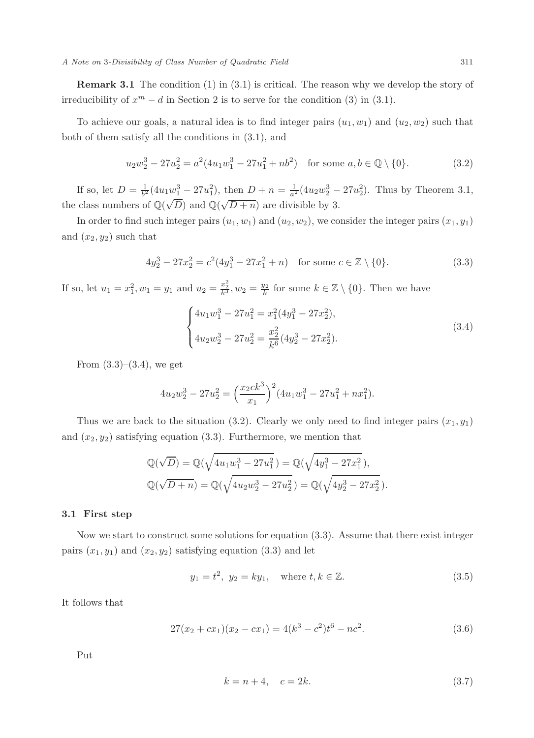**Remark 3.1** The condition (1) in (3.1) is critical. The reason why we develop the story of irreducibility of $x^m - d$ in Section 2 is to serve for the condition (3) in (3.1).

To achieve our goals, a natural idea is to find integer pairs $(u_1, w_1)$ and $(u_2, w_2)$ such that both of them satisfy all the conditions in (3.1), and

$$u_2 w_2^3 - 27u_2^2 = a^2(4u_1 w_1^3 - 27u_1^2 + nb^2) \quad \text{for some } a, b \in \mathbb{Q} \setminus \{0\}. \tag{3.2}$$

If so, let $D = \frac{1}{b^2}(4u_1 w_1^3 - 27u_1^2)$, then $D + n = \frac{1}{a^2}(4u_2 w_2^3 - 27u_2^2)$. Thus by Theorem 3.1, the class numbers of $\mathbb{Q}(\sqrt{D})$ and $\mathbb{Q}(\sqrt{D+n})$ are divisible by 3.

In order to find such integer pairs $(u_1, w_1)$ and $(u_2, w_2)$, we consider the integer pairs $(x_1, y_1)$ and $(x_2, y_2)$ such that

$$4y_2^3 - 27x_2^2 = c^2(4y_1^3 - 27x_1^2 + n) \quad \text{for some } c \in \mathbb{Z} \setminus \{0\}. \tag{3.3}$$

If so, let $u_1 = x_1^2, w_1 = y_1$ and $u_2 = \frac{x_2^2}{k^3}, w_2 = \frac{y_2}{k}$ for some $k \in \mathbb{Z} \setminus \{0\}$. Then we have

$$\begin{cases} 4u_1 w_1^3 - 27u_1^2 = x_1^2(4y_1^3 - 27x_2^2), \\ 4u_2 w_2^3 - 27u_2^2 = \dfrac{x_2^2}{k^6}(4y_2^3 - 27x_2^2). \end{cases} \tag{3.4}$$

From (3.3)–(3.4), we get

$$4u_2 w_2^3 - 27u_2^2 = \Big(\frac{x_2 c k^3}{x_1}\Big)^2 (4u_1 w_1^3 - 27u_1^2 + nx_1^2).$$

Thus we are back to the situation (3.2). Clearly we only need to find integer pairs $(x_1, y_1)$ and $(x_2, y_2)$ satisfying equation (3.3). Furthermore, we mention that

$$\mathbb{Q}(\sqrt{D}) = \mathbb{Q}(\sqrt{4u_1 w_1^3 - 27u_1^2}) = \mathbb{Q}(\sqrt{4y_1^3 - 27x_1^2}),$$
$$\mathbb{Q}(\sqrt{D+n}) = \mathbb{Q}(\sqrt{4u_2 w_2^3 - 27u_2^2}) = \mathbb{Q}(\sqrt{4y_2^3 - 27x_2^2}).$$

### 3.1 First step

Now we start to construct some solutions for equation (3.3). Assume that there exist integer pairs $(x_1, y_1)$ and $(x_2, y_2)$ satisfying equation (3.3) and let

$$y_1 = t^2, \ y_2 = ky_1, \quad \text{where } t, k \in \mathbb{Z}. \tag{3.5}$$

It follows that

$$27(x_2 + cx_1)(x_2 - cx_1) = 4(k^3 - c^2)t^6 - nc^2. \tag{3.6}$$

Put

$$k = n + 4, \quad c = 2k. \tag{3.7}$$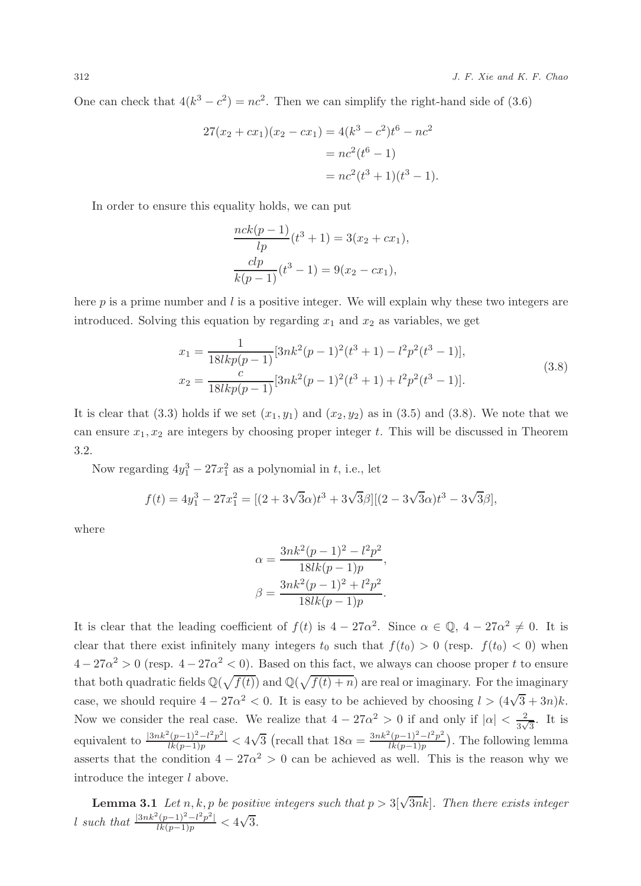One can check that $4(k^3 - c^2) = nc^2$. Then we can simplify the right-hand side of (3.6)

$$
\begin{aligned}
27(x_2 + cx_1)(x_2 - cx_1) &= 4(k^3 - c^2)t^6 - nc^2 \\
&= nc^2(t^6 - 1) \\
&= nc^2(t^3 + 1)(t^3 - 1).
\end{aligned}
$$

In order to ensure this equality holds, we can put

$$
\begin{aligned}
&\frac{nck(p-1)}{lp}(t^3 + 1) = 3(x_2 + cx_1), \\
&\frac{clp}{k(p-1)}(t^3 - 1) = 9(x_2 - cx_1),
\end{aligned}
$$

here $p$ is a prime number and $l$ is a positive integer. We will explain why these two integers are introduced. Solving this equation by regarding $x_1$ and $x_2$ as variables, we get

$$
\begin{aligned}
x_1 &= \frac{1}{18lkp(p-1)}[3nk^2(p-1)^2(t^3+1) - l^2p^2(t^3-1)], \\
x_2 &= \frac{c}{18lkp(p-1)}[3nk^2(p-1)^2(t^3+1) + l^2p^2(t^3-1)].
\end{aligned}
\tag{3.8}
$$

It is clear that (3.3) holds if we set $(x_1, y_1)$ and $(x_2, y_2)$ as in (3.5) and (3.8). We note that we can ensure $x_1, x_2$ are integers by choosing proper integer $t$. This will be discussed in Theorem 3.2.

Now regarding $4y_1^3 - 27x_1^2$ as a polynomial in $t$, i.e., let

$$
f(t) = 4y_1^3 - 27x_1^2 = [(2 + 3\sqrt{3}\alpha)t^3 + 3\sqrt{3}\beta][(2 - 3\sqrt{3}\alpha)t^3 - 3\sqrt{3}\beta],
$$

where

$$
\begin{aligned}
\alpha &= \frac{3nk^2(p-1)^2 - l^2p^2}{18lk(p-1)p}, \\
\beta &= \frac{3nk^2(p-1)^2 + l^2p^2}{18lk(p-1)p}.
\end{aligned}
$$

It is clear that the leading coefficient of $f(t)$ is $4 - 27\alpha^2$. Since $\alpha \in \mathbb{Q}$, $4 - 27\alpha^2 \neq 0$. It is clear that there exist infinitely many integers $t_0$ such that $f(t_0) > 0$ (resp. $f(t_0) < 0$) when $4 - 27\alpha^2 > 0$ (resp. $4 - 27\alpha^2 < 0$). Based on this fact, we always can choose proper $t$ to ensure that both quadratic fields $\mathbb{Q}(\sqrt{f(t)})$ and $\mathbb{Q}(\sqrt{f(t)+n})$ are real or imaginary. For the imaginary case, we should require $4 - 27\alpha^2 < 0$. It is easy to be achieved by choosing $l > (4\sqrt{3} + 3n)k$. Now we consider the real case. We realize that $4 - 27\alpha^2 > 0$ if and only if $|\alpha| < \frac{2}{3\sqrt{3}}$. It is equivalent to $\frac{|3nk^2(p-1)^2 - l^2p^2|}{lk(p-1)p} < 4\sqrt{3}$ (recall that $18\alpha = \frac{3nk^2(p-1)^2 - l^2p^2}{lk(p-1)p}$). The following lemma asserts that the condition $4 - 27\alpha^2 > 0$ can be achieved as well. This is the reason why we introduce the integer $l$ above.

**Lemma 3.1** *Let $n, k, p$ be positive integers such that $p > 3[\sqrt{3n}k]$. Then there exists integer $l$ such that $\frac{|3nk^2(p-1)^2 - l^2p^2|}{lk(p-1)p} < 4\sqrt{3}$.*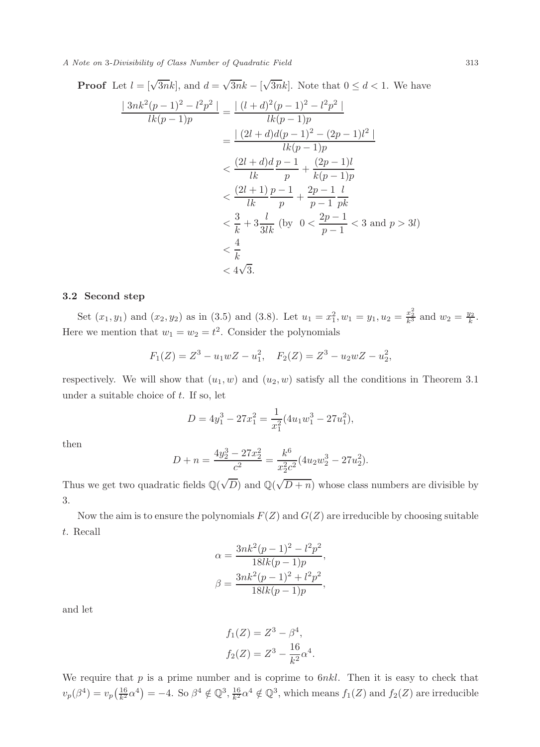**Proof** Let $l = [\sqrt{3n}k]$, and $d = \sqrt{3n}k - [\sqrt{3n}k]$. Note that $0 \le d < 1$. We have

$$
\begin{aligned}
\frac{|\, 3nk^2(p-1)^2 - l^2p^2 \,|}{lk(p-1)p} &= \frac{|\, (l+d)^2(p-1)^2 - l^2p^2 \,|}{lk(p-1)p} \\
&= \frac{|\, (2l+d)d(p-1)^2 - (2p-1)l^2 \,|}{lk(p-1)p} \\
&< \frac{(2l+d)d}{lk}\frac{p-1}{p} + \frac{(2p-1)l}{k(p-1)p} \\
&< \frac{(2l+1)}{lk}\frac{p-1}{p} + \frac{2p-1}{p-1}\frac{l}{pk} \\
&< \frac{3}{k} + 3\frac{l}{3lk} \ \left(\text{by} \ \ 0 < \frac{2p-1}{p-1} < 3 \text{ and } p > 3l\right) \\
&< \frac{4}{k} \\
&< 4\sqrt{3}.
\end{aligned}
$$

### 3.2 Second step

Set $(x_1, y_1)$ and $(x_2, y_2)$ as in (3.5) and (3.8). Let $u_1 = x_1^2, w_1 = y_1, u_2 = \frac{x_2^2}{k^3}$ and $w_2 = \frac{y_2}{k}$. Here we mention that $w_1 = w_2 = t^2$. Consider the polynomials

$$F_1(Z) = Z^3 - u_1wZ - u_1^2, \quad F_2(Z) = Z^3 - u_2wZ - u_2^2,$$

respectively. We will show that $(u_1, w)$ and $(u_2, w)$ satisfy all the conditions in Theorem 3.1 under a suitable choice of $t$. If so, let

$$D = 4y_1^3 - 27x_1^2 = \frac{1}{x_1^2}(4u_1w_1^3 - 27u_1^2),$$

then

$$D + n = \frac{4y_2^3 - 27x_2^2}{c^2} = \frac{k^6}{x_2^2c^2}(4u_2w_2^3 - 27u_2^2).$$

Thus we get two quadratic fields $\mathbb{Q}(\sqrt{D})$ and $\mathbb{Q}(\sqrt{D+n})$ whose class numbers are divisible by 3.

Now the aim is to ensure the polynomials $F(Z)$ and $G(Z)$ are irreducible by choosing suitable $t$. Recall

$$
\begin{aligned}
\alpha &= \frac{3nk^2(p-1)^2 - l^2p^2}{18lk(p-1)p}, \\
\beta &= \frac{3nk^2(p-1)^2 + l^2p^2}{18lk(p-1)p},
\end{aligned}
$$

and let

$$
\begin{aligned}
f_1(Z) &= Z^3 - \beta^4, \\
f_2(Z) &= Z^3 - \frac{16}{k^2}\alpha^4.
\end{aligned}
$$

We require that $p$ is a prime number and is coprime to $6nkl$. Then it is easy to check that $v_p(\beta^4) = v_p\big(\frac{16}{k^2}\alpha^4\big) = -4$. So $\beta^4 \notin \mathbb{Q}^3, \frac{16}{k^2}\alpha^4 \notin \mathbb{Q}^3$, which means $f_1(Z)$ and $f_2(Z)$ are irreducible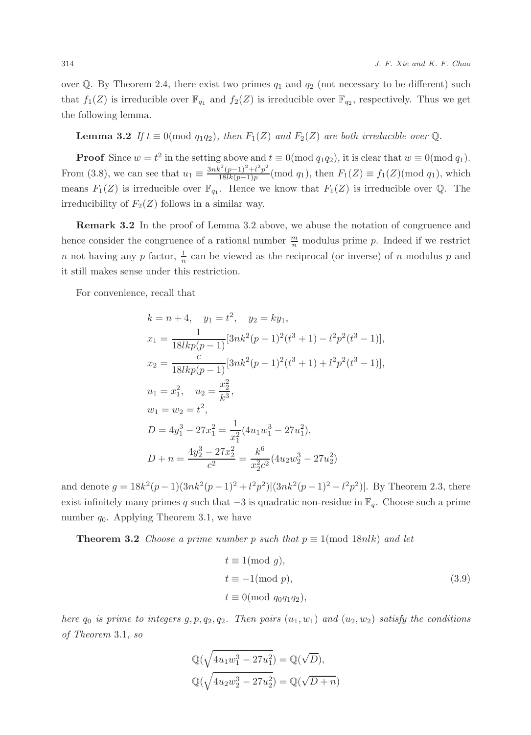over $\mathbb{Q}$. By Theorem 2.4, there exist two primes $q_1$ and $q_2$ (not necessary to be different) such that $f_1(Z)$ is irreducible over $\mathbb{F}_{q_1}$ and $f_2(Z)$ is irreducible over $\mathbb{F}_{q_2}$, respectively. Thus we get the following lemma.

**Lemma 3.2** *If $t \equiv 0 (\text{mod } q_1 q_2)$, then $F_1(Z)$ and $F_2(Z)$ are both irreducible over $\mathbb{Q}$.*

**Proof** Since $w = t^2$ in the setting above and $t \equiv 0 (\text{mod } q_1 q_2)$, it is clear that $w \equiv 0 (\text{mod } q_1)$. From (3.8), we can see that $u_1 \equiv \frac{3nk^2(p-1)^2 + l^2p^2}{18lk(p-1)p} (\text{mod } q_1)$, then $F_1(Z) \equiv f_1(Z) (\text{mod } q_1)$, which means $F_1(Z)$ is irreducible over $\mathbb{F}_{q_1}$. Hence we know that $F_1(Z)$ is irreducible over $\mathbb{Q}$. The irreducibility of $F_2(Z)$ follows in a similar way.

**Remark 3.2** In the proof of Lemma 3.2 above, we abuse the notation of congruence and hence consider the congruence of a rational number $\frac{m}{n}$ modulus prime $p$. Indeed if we restrict $n$ not having any $p$ factor, $\frac{1}{n}$ can be viewed as the reciprocal (or inverse) of $n$ modulus $p$ and it still makes sense under this restriction.

For convenience, recall that

$$
\begin{aligned}
&k = n + 4, \quad y_1 = t^2, \quad y_2 = ky_1, \\
&x_1 = \frac{1}{18lkp(p-1)}[3nk^2(p-1)^2(t^3+1) - l^2p^2(t^3-1)], \\
&x_2 = \frac{c}{18lkp(p-1)}[3nk^2(p-1)^2(t^3+1) + l^2p^2(t^3-1)], \\
&u_1 = x_1^2, \quad u_2 = \frac{x_2^2}{k^3}, \\
&w_1 = w_2 = t^2, \\
&D = 4y_1^3 - 27x_1^2 = \frac{1}{x_1^2}(4u_1w_1^3 - 27u_1^2), \\
&D + n = \frac{4y_2^3 - 27x_2^2}{c^2} = \frac{k^6}{x_2^2c^2}(4u_2w_2^3 - 27u_2^2)
\end{aligned}
$$

and denote $g = 18k^2(p-1)(3nk^2(p-1)^2 + l^2p^2)|(3nk^2(p-1)^2 - l^2p^2)|$. By Theorem 2.3, there exist infinitely many primes $q$ such that $-3$ is quadratic non-residue in $\mathbb{F}_q$. Choose such a prime number $q_0$. Applying Theorem 3.1, we have

**Theorem 3.2** *Choose a prime number $p$ such that $p \equiv 1 (\text{mod } 18nlk)$ and let*

$$
\begin{aligned}
&t \equiv 1 (\text{mod } g), \\
&t \equiv -1 (\text{mod } p), \\
&t \equiv 0 (\text{mod } q_0 q_1 q_2),
\end{aligned}
\tag{3.9}
$$

*here $q_0$ is prime to integers $g, p, q_2, q_2$. Then pairs $(u_1, w_1)$ and $(u_2, w_2)$ satisfy the conditions of Theorem 3.1, so*

$$
\mathbb{Q}(\sqrt{4u_1w_1^3 - 27u_1^2}) = \mathbb{Q}(\sqrt{D}),
$$

$$
\mathbb{Q}(\sqrt{4u_2w_2^3 - 27u_2^2}) = \mathbb{Q}(\sqrt{D + n})
$$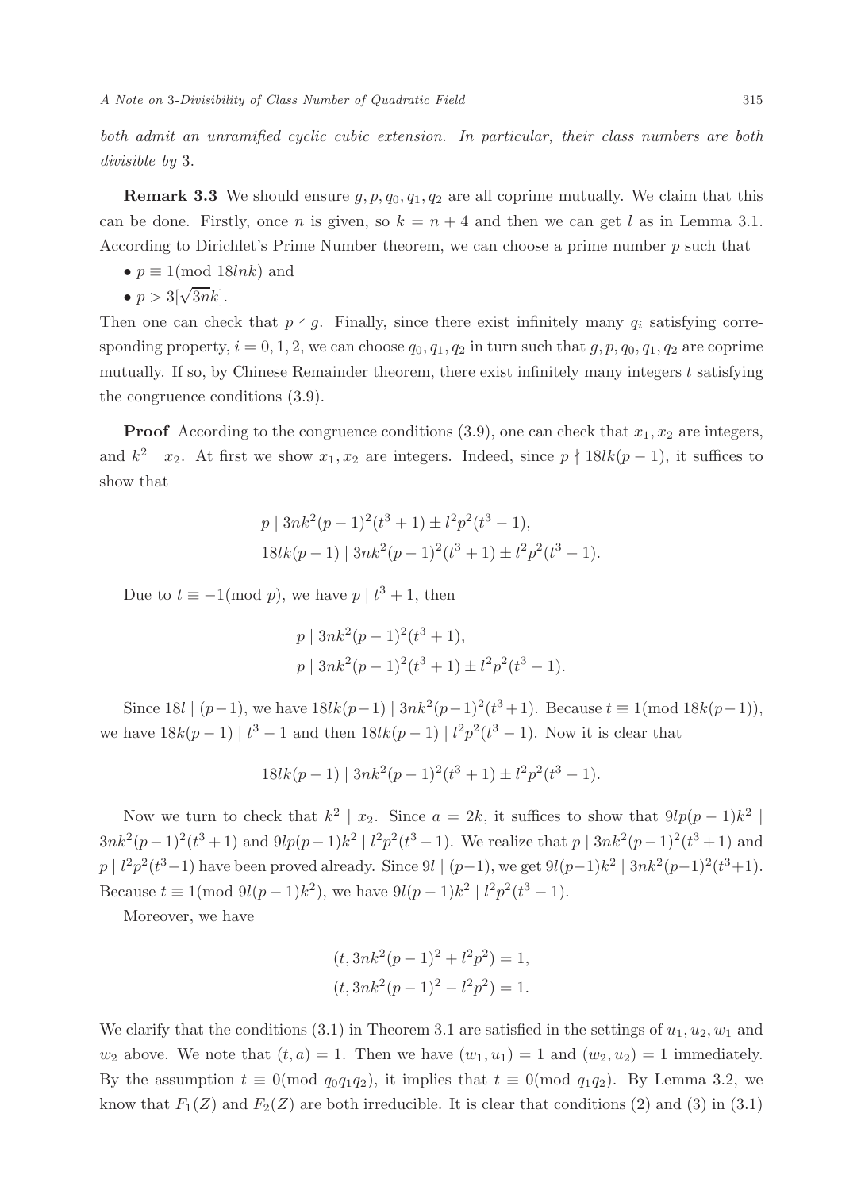*both admit an unramified cyclic cubic extension. In particular, their class numbers are both divisible by* 3.

**Remark 3.3** We should ensure $g, p, q_0, q_1, q_2$ are all coprime mutually. We claim that this can be done. Firstly, once $n$ is given, so $k = n + 4$ and then we can get $l$ as in Lemma 3.1. According to Dirichlet's Prime Number theorem, we can choose a prime number $p$ such that

- $p \equiv 1 (\text{mod } 18lnk)$ and
- $p > 3[\sqrt{3n}k]$.

Then one can check that $p \nmid g$. Finally, since there exist infinitely many $q_i$ satisfying corresponding property, $i = 0, 1, 2$, we can choose $q_0, q_1, q_2$ in turn such that $g, p, q_0, q_1, q_2$ are coprime mutually. If so, by Chinese Remainder theorem, there exist infinitely many integers $t$ satisfying the congruence conditions (3.9).

**Proof** According to the congruence conditions (3.9), one can check that $x_1, x_2$ are integers, and $k^2 \mid x_2$. At first we show $x_1, x_2$ are integers. Indeed, since $p \nmid 18lk(p-1)$, it suffices to show that

$$p \mid 3nk^2(p-1)^2(t^3+1) \pm l^2p^2(t^3-1),$$
$$18lk(p-1) \mid 3nk^2(p-1)^2(t^3+1) \pm l^2p^2(t^3-1).$$

Due to $t \equiv -1 (\text{mod } p)$, we have $p \mid t^3 + 1$, then

$$p \mid 3nk^2(p-1)^2(t^3+1),$$
$$p \mid 3nk^2(p-1)^2(t^3+1) \pm l^2p^2(t^3-1).$$

Since $18l \mid (p-1)$, we have $18lk(p-1) \mid 3nk^2(p-1)^2(t^3+1)$. Because $t \equiv 1 (\text{mod } 18k(p-1))$, we have $18k(p-1) \mid t^3 - 1$ and then $18lk(p-1) \mid l^2p^2(t^3-1)$. Now it is clear that

$$18lk(p-1) \mid 3nk^2(p-1)^2(t^3+1) \pm l^2p^2(t^3-1).$$

Now we turn to check that $k^2 \mid x_2$. Since $a = 2k$, it suffices to show that $9lp(p-1)k^2 \mid 3nk^2(p-1)^2(t^3+1)$ and $9lp(p-1)k^2 \mid l^2p^2(t^3-1)$. We realize that $p \mid 3nk^2(p-1)^2(t^3+1)$ and $p \mid l^2p^2(t^3-1)$ have been proved already. Since $9l \mid (p-1)$, we get $9l(p-1)k^2 \mid 3nk^2(p-1)^2(t^3+1)$. Because $t \equiv 1 (\text{mod } 9l(p-1)k^2)$, we have $9l(p-1)k^2 \mid l^2p^2(t^3-1)$.

Moreover, we have

$$(t, 3nk^2(p-1)^2 + l^2p^2) = 1,$$
$$(t, 3nk^2(p-1)^2 - l^2p^2) = 1.$$

We clarify that the conditions (3.1) in Theorem 3.1 are satisfied in the settings of $u_1, u_2, w_1$ and $w_2$ above. We note that $(t, a) = 1$. Then we have $(w_1, u_1) = 1$ and $(w_2, u_2) = 1$ immediately. By the assumption $t \equiv 0 (\text{mod } q_0q_1q_2)$, it implies that $t \equiv 0 (\text{mod } q_1q_2)$. By Lemma 3.2, we know that $F_1(Z)$ and $F_2(Z)$ are both irreducible. It is clear that conditions (2) and (3) in (3.1)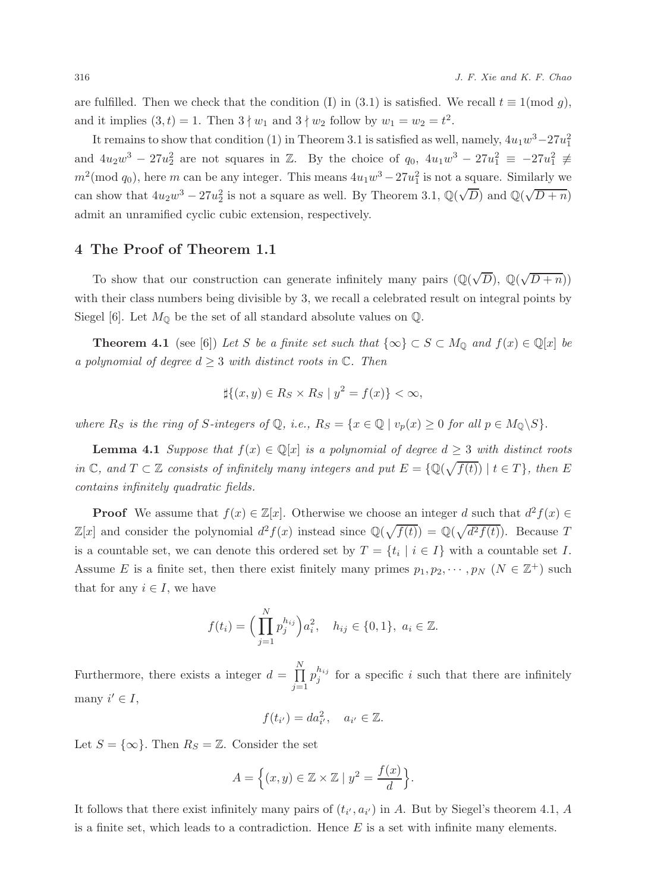are fulfilled. Then we check that the condition (I) in (3.1) is satisfied. We recall $t \equiv 1 (\bmod\ g)$, and it implies $(3, t) = 1$. Then $3 \nmid w_1$ and $3 \nmid w_2$ follow by $w_1 = w_2 = t^2$.

It remains to show that condition (1) in Theorem 3.1 is satisfied as well, namely, $4u_1w^3 - 27u_1^2$ and $4u_2w^3 - 27u_2^2$ are not squares in $\mathbb{Z}$. By the choice of $q_0$, $4u_1w^3 - 27u_1^2 \equiv -27u_1^2 \not\equiv m^2 (\bmod\ q_0)$, here $m$ can be any integer. This means $4u_1w^3 - 27u_1^2$ is not a square. Similarly we can show that $4u_2w^3 - 27u_2^2$ is not a square as well. By Theorem 3.1, $\mathbb{Q}(\sqrt{D})$ and $\mathbb{Q}(\sqrt{D+n})$ admit an unramified cyclic cubic extension, respectively.

## 4 The Proof of Theorem 1.1

To show that our construction can generate infinitely many pairs ($\mathbb{Q}(\sqrt{D})$, $\mathbb{Q}(\sqrt{D+n})$) with their class numbers being divisible by 3, we recall a celebrated result on integral points by Siegel [6]. Let $M_{\mathbb{Q}}$ be the set of all standard absolute values on $\mathbb{Q}$.

**Theorem 4.1** (see [6]) *Let $S$ be a finite set such that $\{\infty\} \subset S \subset M_{\mathbb{Q}}$ and $f(x) \in \mathbb{Q}[x]$ be a polynomial of degree $d \geq 3$ with distinct roots in $\mathbb{C}$. Then*

$$\sharp\{(x, y) \in R_S \times R_S \mid y^2 = f(x)\} < \infty,$$

*where $R_S$ is the ring of $S$-integers of $\mathbb{Q}$, i.e., $R_S = \{x \in \mathbb{Q} \mid v_p(x) \geq 0 \text{ for all } p \in M_{\mathbb{Q}} \backslash S\}$.*

**Lemma 4.1** *Suppose that $f(x) \in \mathbb{Q}[x]$ is a polynomial of degree $d \geq 3$ with distinct roots in $\mathbb{C}$, and $T \subset \mathbb{Z}$ consists of infinitely many integers and put $E = \{\mathbb{Q}(\sqrt{f(t)}) \mid t \in T\}$, then $E$ contains infinitely quadratic fields.*

**Proof** We assume that $f(x) \in \mathbb{Z}[x]$. Otherwise we choose an integer $d$ such that $d^2 f(x) \in \mathbb{Z}[x]$ and consider the polynomial $d^2 f(x)$ instead since $\mathbb{Q}(\sqrt{f(t)}) = \mathbb{Q}(\sqrt{d^2 f(t)})$. Because $T$ is a countable set, we can denote this ordered set by $T = \{t_i \mid i \in I\}$ with a countable set $I$. Assume $E$ is a finite set, then there exist finitely many primes $p_1, p_2, \cdots, p_N$ ($N \in \mathbb{Z}^+$) such that for any $i \in I$, we have

$$f(t_i) = \Big(\prod_{j=1}^{N} p_j^{h_{ij}}\Big) a_i^2, \quad h_{ij} \in \{0, 1\},\ a_i \in \mathbb{Z}.$$

Furthermore, there exists a integer $d = \prod\limits_{j=1}^{N} p_j^{h_{ij}}$ for a specific $i$ such that there are infinitely many $i' \in I$,

$$f(t_{i'}) = d a_{i'}^2, \quad a_{i'} \in \mathbb{Z}.$$

Let $S = \{\infty\}$. Then $R_S = \mathbb{Z}$. Consider the set

$$A = \Big\{(x, y) \in \mathbb{Z} \times \mathbb{Z} \mid y^2 = \frac{f(x)}{d}\Big\}.$$

It follows that there exist infinitely many pairs of $(t_{i'}, a_{i'})$ in $A$. But by Siegel's theorem 4.1, $A$ is a finite set, which leads to a contradiction. Hence $E$ is a set with infinite many elements.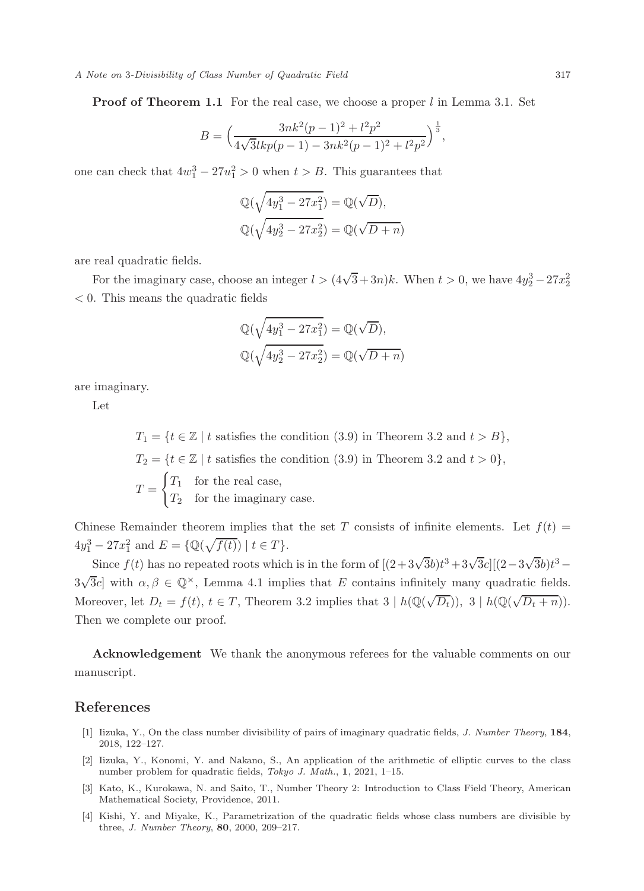**Proof of Theorem 1.1** For the real case, we choose a proper $l$ in Lemma 3.1. Set

$$B = \Big(\frac{3nk^2(p-1)^2 + l^2p^2}{4\sqrt{3}lkp(p-1) - 3nk^2(p-1)^2 + l^2p^2}\Big)^{\frac{1}{3}},$$

one can check that $4w_1^3 - 27u_1^2 > 0$ when $t > B$. This guarantees that

$$\mathbb{Q}(\sqrt{4y_1^3 - 27x_1^2}) = \mathbb{Q}(\sqrt{D}),$$
$$\mathbb{Q}(\sqrt{4y_2^3 - 27x_2^2}) = \mathbb{Q}(\sqrt{D+n})$$

are real quadratic fields.

For the imaginary case, choose an integer $l > (4\sqrt{3} + 3n)k$. When $t > 0$, we have $4y_2^3 - 27x_2^2 < 0$. This means the quadratic fields

$$\mathbb{Q}(\sqrt{4y_1^3 - 27x_1^2}) = \mathbb{Q}(\sqrt{D}),$$
$$\mathbb{Q}(\sqrt{4y_2^3 - 27x_2^2}) = \mathbb{Q}(\sqrt{D+n})$$

are imaginary.

Let

$$T_1 = \{t \in \mathbb{Z} \mid t \text{ satisfies the condition (3.9) in Theorem 3.2 and } t > B\},$$
$$T_2 = \{t \in \mathbb{Z} \mid t \text{ satisfies the condition (3.9) in Theorem 3.2 and } t > 0\},$$
$$T = \begin{cases} T_1 & \text{for the real case,} \\ T_2 & \text{for the imaginary case.} \end{cases}$$

Chinese Remainder theorem implies that the set $T$ consists of infinite elements. Let $f(t) = 4y_1^3 - 27x_1^2$ and $E = \{\mathbb{Q}(\sqrt{f(t)}) \mid t \in T\}$.

Since $f(t)$ has no repeated roots which is in the form of $[(2+3\sqrt{3}b)t^3 + 3\sqrt{3}c][(2-3\sqrt{3}b)t^3 - 3\sqrt{3}c]$ with $\alpha, \beta \in \mathbb{Q}^{\times}$, Lemma 4.1 implies that $E$ contains infinitely many quadratic fields. Moreover, let $D_t = f(t)$, $t \in T$, Theorem 3.2 implies that $3 \mid h(\mathbb{Q}(\sqrt{D_t}))$, $3 \mid h(\mathbb{Q}(\sqrt{D_t + n}))$. Then we complete our proof.

**Acknowledgement** We thank the anonymous referees for the valuable comments on our manuscript.

## References

[1] Iizuka, Y., On the class number divisibility of pairs of imaginary quadratic fields, *J. Number Theory*, **184**, 2018, 122–127.

[2] Iizuka, Y., Konomi, Y. and Nakano, S., An application of the arithmetic of elliptic curves to the class number problem for quadratic fields, *Tokyo J. Math.*, **1**, 2021, 1–15.

[3] Kato, K., Kurokawa, N. and Saito, T., Number Theory 2: Introduction to Class Field Theory, American Mathematical Society, Providence, 2011.

[4] Kishi, Y. and Miyake, K., Parametrization of the quadratic fields whose class numbers are divisible by three, *J. Number Theory*, **80**, 2000, 209–217.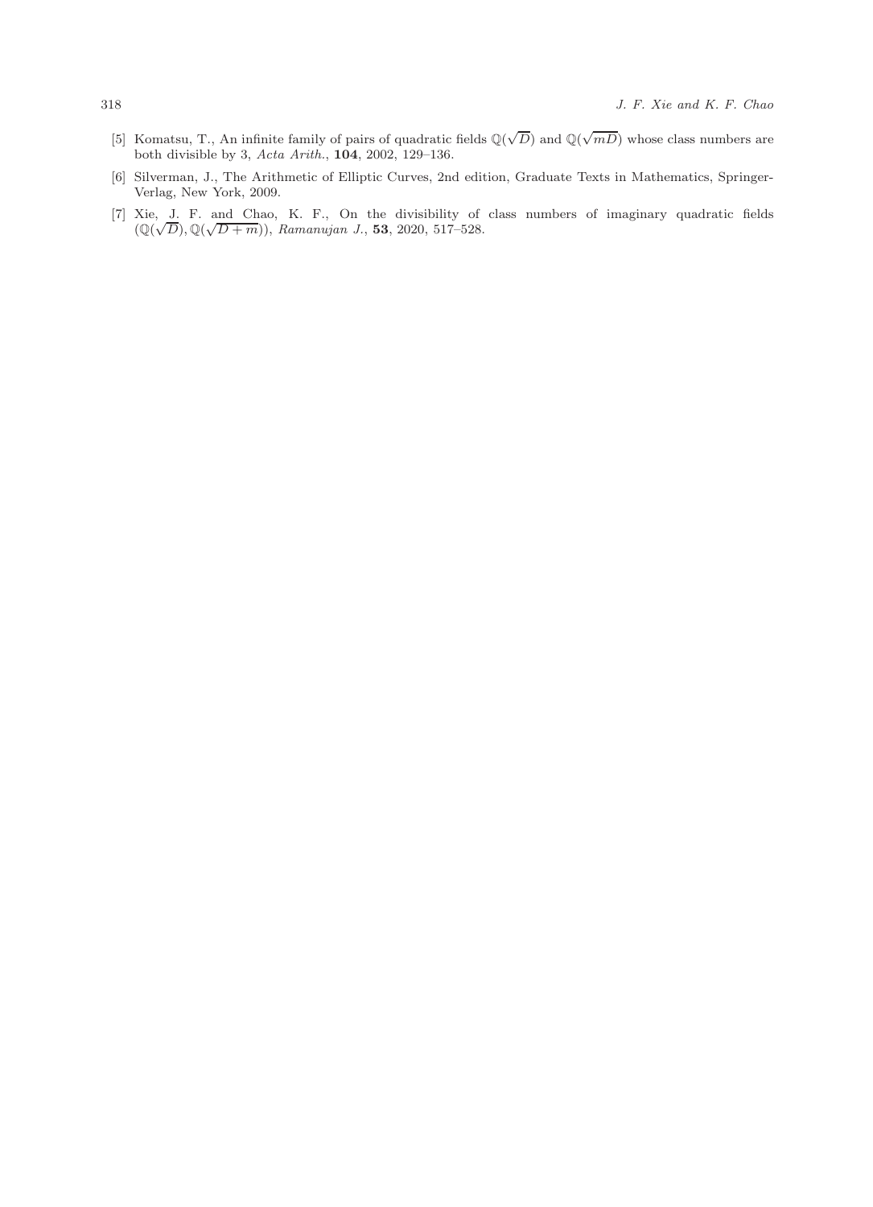[5] Komatsu, T., An infinite family of pairs of quadratic fields $\mathbb{Q}(\sqrt{D})$ and $\mathbb{Q}(\sqrt{mD})$ whose class numbers are both divisible by 3, *Acta Arith.*, **104**, 2002, 129–136.

[6] Silverman, J., The Arithmetic of Elliptic Curves, 2nd edition, Graduate Texts in Mathematics, Springer-Verlag, New York, 2009.

[7] Xie, J. F. and Chao, K. F., On the divisibility of class numbers of imaginary quadratic fields $(\mathbb{Q}(\sqrt{D}), \mathbb{Q}(\sqrt{D+m}))$, *Ramanujan J.*, **53**, 2020, 517–528.